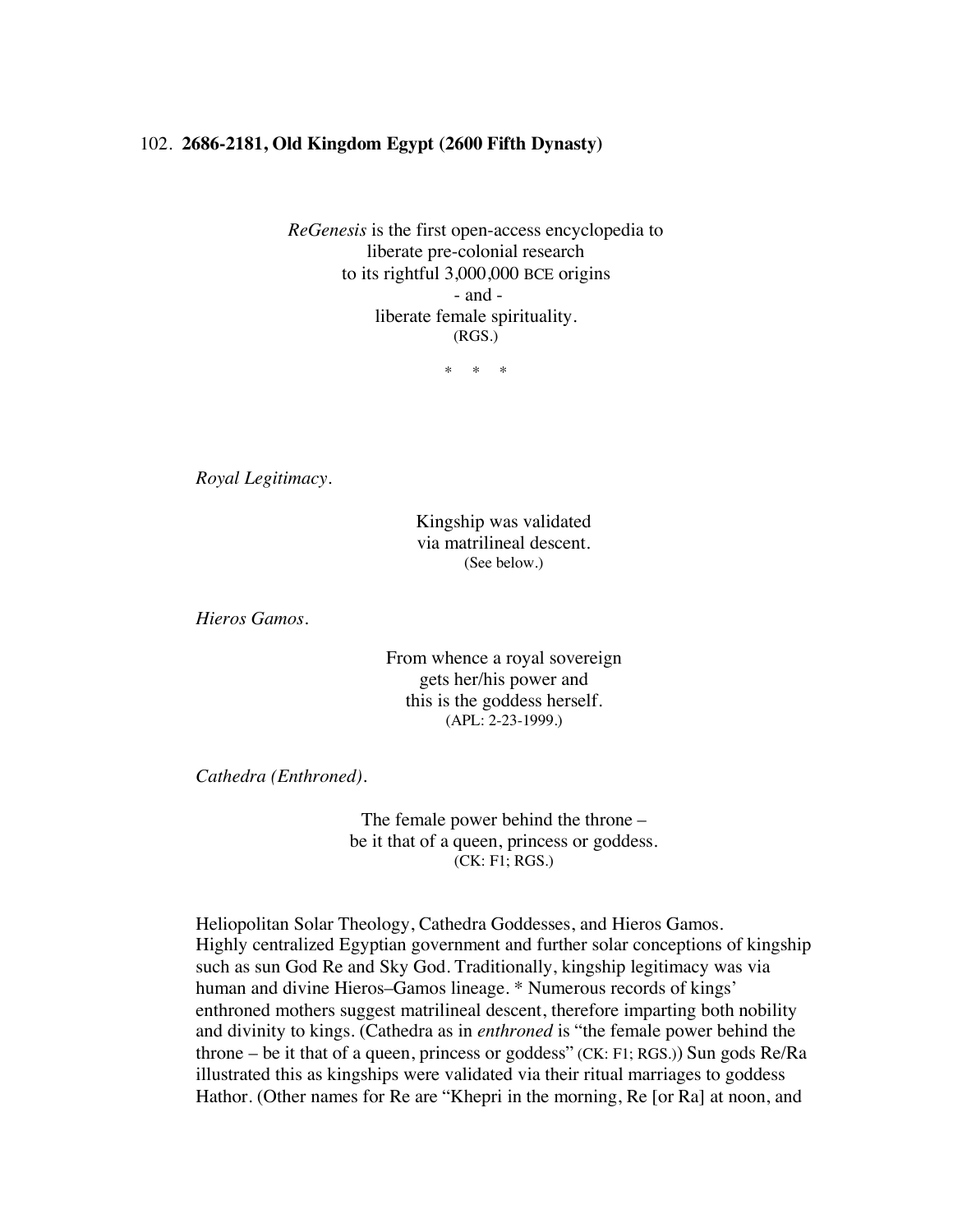102. **2686-2181, Old Kingdom Egypt (2600 Fifth Dynasty)**

*ReGenesis* is the first open-access encyclopedia to
liberate pre-colonial research
to its rightful 3,000,000 BCE origins
- and -
liberate female spirituality.
(RGS.)

\* \* \*

*Royal Legitimacy.*

Kingship was validated
via matrilineal descent.
(See below.)

*Hieros Gamos.*

From whence a royal sovereign
gets her/his power and
this is the goddess herself.
(APL: 2-23-1999.)

*Cathedra (Enthroned).*

The female power behind the throne –
be it that of a queen, princess or goddess.
(CK: F1; RGS.)

Heliopolitan Solar Theology, Cathedra Goddesses, and Hieros Gamos.
Highly centralized Egyptian government and further solar conceptions of kingship such as sun God Re and Sky God. Traditionally, kingship legitimacy was via human and divine Hieros–Gamos lineage. * Numerous records of kings' enthroned mothers suggest matrilineal descent, therefore imparting both nobility and divinity to kings. (Cathedra as in *enthroned* is "the female power behind the throne – be it that of a queen, princess or goddess" (CK: F1; RGS.)) Sun gods Re/Ra illustrated this as kingships were validated via their ritual marriages to goddess Hathor. (Other names for Re are "Khepri in the morning, Re [or Ra] at noon, and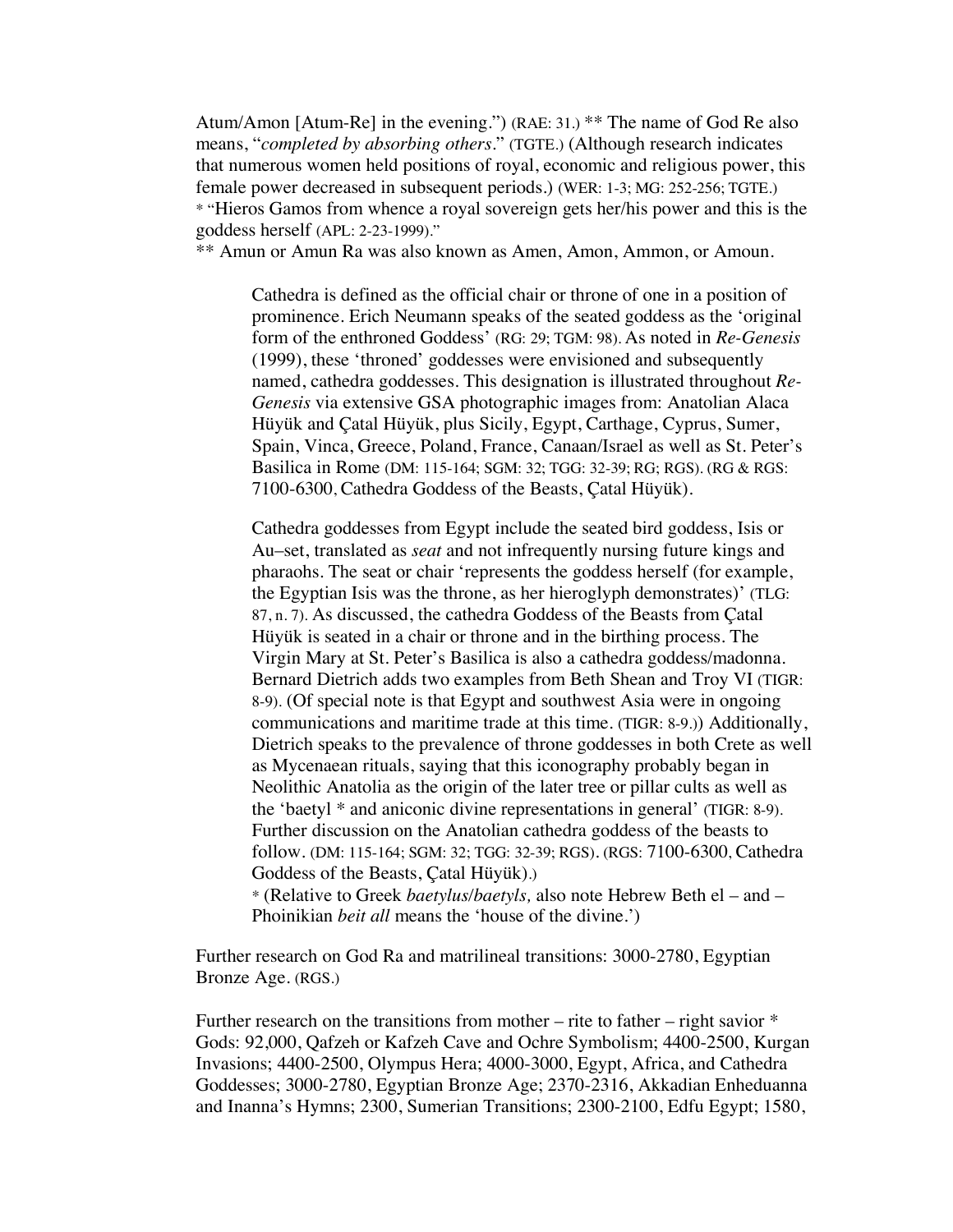Atum/Amon [Atum-Re] in the evening.") (RAE: 31.) ** The name of God Re also means, "*completed by absorbing others*." (TGTE.) (Although research indicates that numerous women held positions of royal, economic and religious power, this female power decreased in subsequent periods.) (WER: 1-3; MG: 252-256; TGTE.)
* "Hieros Gamos from whence a royal sovereign gets her/his power and this is the goddess herself (APL: 2-23-1999)."
** Amun or Amun Ra was also known as Amen, Amon, Ammon, or Amoun.

> Cathedra is defined as the official chair or throne of one in a position of prominence. Erich Neumann speaks of the seated goddess as the 'original form of the enthroned Goddess' (RG: 29; TGM: 98). As noted in *Re-Genesis* (1999), these 'throned' goddesses were envisioned and subsequently named, cathedra goddesses. This designation is illustrated throughout *Re-Genesis* via extensive GSA photographic images from: Anatolian Alaca Hüyük and Çatal Hüyük, plus Sicily, Egypt, Carthage, Cyprus, Sumer, Spain, Vinca, Greece, Poland, France, Canaan/Israel as well as St. Peter's Basilica in Rome (DM: 115-164; SGM: 32; TGG: 32-39; RG; RGS). (RG & RGS: 7100-6300, Cathedra Goddess of the Beasts, Çatal Hüyük).
>
> Cathedra goddesses from Egypt include the seated bird goddess, Isis or Au–set, translated as *seat* and not infrequently nursing future kings and pharaohs. The seat or chair 'represents the goddess herself (for example, the Egyptian Isis was the throne, as her hieroglyph demonstrates)' (TLG: 87, n. 7). As discussed, the cathedra Goddess of the Beasts from Çatal Hüyük is seated in a chair or throne and in the birthing process. The Virgin Mary at St. Peter's Basilica is also a cathedra goddess/madonna. Bernard Dietrich adds two examples from Beth Shean and Troy VI (TIGR: 8-9). (Of special note is that Egypt and southwest Asia were in ongoing communications and maritime trade at this time. (TIGR: 8-9.)) Additionally, Dietrich speaks to the prevalence of throne goddesses in both Crete as well as Mycenaean rituals, saying that this iconography probably began in Neolithic Anatolia as the origin of the later tree or pillar cults as well as the 'baetyl * and aniconic divine representations in general' (TIGR: 8-9). Further discussion on the Anatolian cathedra goddess of the beasts to follow. (DM: 115-164; SGM: 32; TGG: 32-39; RGS). (RGS: 7100-6300, Cathedra Goddess of the Beasts, Çatal Hüyük).)
> * (Relative to Greek *baetylus*/*baetyls,* also note Hebrew Beth el – and – Phoinikian *beit all* means the 'house of the divine.')

Further research on God Ra and matrilineal transitions: 3000-2780, Egyptian Bronze Age. (RGS.)

Further research on the transitions from mother – rite to father – right savior * Gods: 92,000, Qafzeh or Kafzeh Cave and Ochre Symbolism; 4400-2500, Kurgan Invasions; 4400-2500, Olympus Hera; 4000-3000, Egypt, Africa, and Cathedra Goddesses; 3000-2780, Egyptian Bronze Age; 2370-2316, Akkadian Enheduanna and Inanna's Hymns; 2300, Sumerian Transitions; 2300-2100, Edfu Egypt; 1580,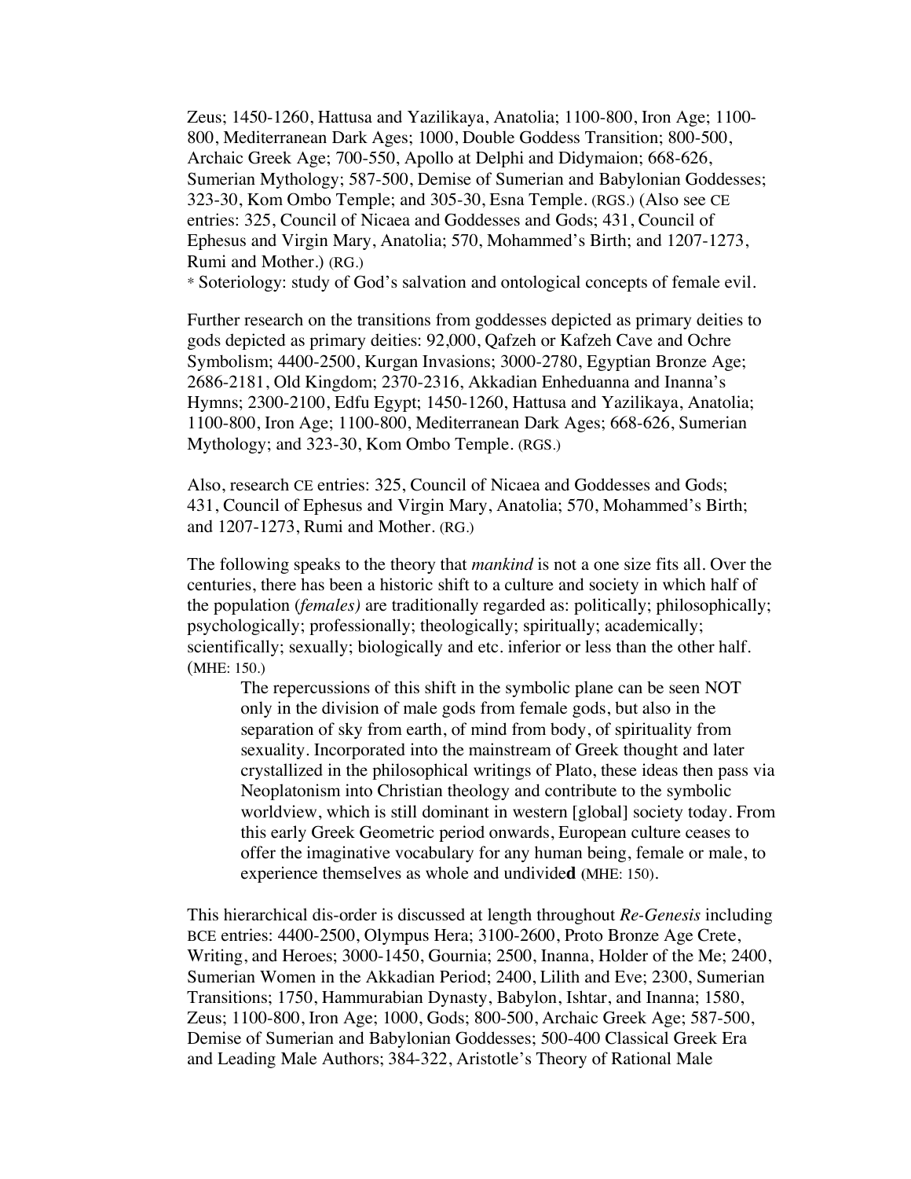Zeus; 1450-1260, Hattusa and Yazilikaya, Anatolia; 1100-800, Iron Age; 1100-800, Mediterranean Dark Ages; 1000, Double Goddess Transition; 800-500, Archaic Greek Age; 700-550, Apollo at Delphi and Didymaion; 668-626, Sumerian Mythology; 587-500, Demise of Sumerian and Babylonian Goddesses; 323-30, Kom Ombo Temple; and 305-30, Esna Temple. (RGS.) (Also see CE entries: 325, Council of Nicaea and Goddesses and Gods; 431, Council of Ephesus and Virgin Mary, Anatolia; 570, Mohammed's Birth; and 1207-1273, Rumi and Mother.) (RG.)

* Soteriology: study of God's salvation and ontological concepts of female evil.

Further research on the transitions from goddesses depicted as primary deities to gods depicted as primary deities: 92,000, Qafzeh or Kafzeh Cave and Ochre Symbolism; 4400-2500, Kurgan Invasions; 3000-2780, Egyptian Bronze Age; 2686-2181, Old Kingdom; 2370-2316, Akkadian Enheduanna and Inanna's Hymns; 2300-2100, Edfu Egypt; 1450-1260, Hattusa and Yazilikaya, Anatolia; 1100-800, Iron Age; 1100-800, Mediterranean Dark Ages; 668-626, Sumerian Mythology; and 323-30, Kom Ombo Temple. (RGS.)

Also, research CE entries: 325, Council of Nicaea and Goddesses and Gods; 431, Council of Ephesus and Virgin Mary, Anatolia; 570, Mohammed's Birth; and 1207-1273, Rumi and Mother. (RG.)

The following speaks to the theory that *mankind* is not a one size fits all. Over the centuries, there has been a historic shift to a culture and society in which half of the population (*females)* are traditionally regarded as: politically; philosophically; psychologically; professionally; theologically; spiritually; academically; scientifically; sexually; biologically and etc. inferior or less than the other half. (MHE: 150.)

> The repercussions of this shift in the symbolic plane can be seen NOT only in the division of male gods from female gods, but also in the separation of sky from earth, of mind from body, of spirituality from sexuality. Incorporated into the mainstream of Greek thought and later crystallized in the philosophical writings of Plato, these ideas then pass via Neoplatonism into Christian theology and contribute to the symbolic worldview, which is still dominant in western [global] society today. From this early Greek Geometric period onwards, European culture ceases to offer the imaginative vocabulary for any human being, female or male, to experience themselves as whole and undivide**d** (MHE: 150).

This hierarchical dis-order is discussed at length throughout *Re-Genesis* including BCE entries: 4400-2500, Olympus Hera; 3100-2600, Proto Bronze Age Crete, Writing, and Heroes; 3000-1450, Gournia; 2500, Inanna, Holder of the Me; 2400, Sumerian Women in the Akkadian Period; 2400, Lilith and Eve; 2300, Sumerian Transitions; 1750, Hammurabian Dynasty, Babylon, Ishtar, and Inanna; 1580, Zeus; 1100-800, Iron Age; 1000, Gods; 800-500, Archaic Greek Age; 587-500, Demise of Sumerian and Babylonian Goddesses; 500-400 Classical Greek Era and Leading Male Authors; 384-322, Aristotle's Theory of Rational Male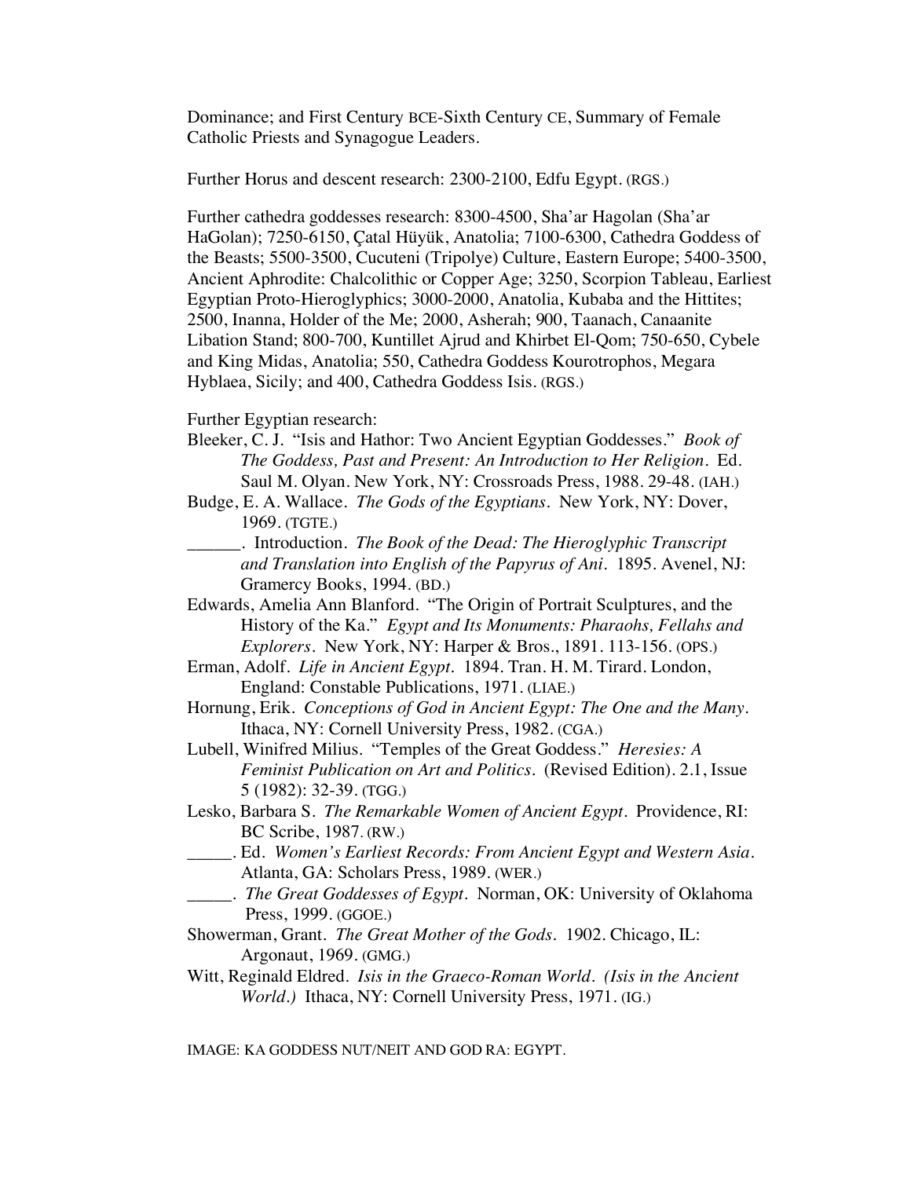Dominance; and First Century BCE-Sixth Century CE, Summary of Female Catholic Priests and Synagogue Leaders.

Further Horus and descent research: 2300-2100, Edfu Egypt. (RGS.)

Further cathedra goddesses research: 8300-4500, Sha'ar Hagolan (Sha'ar HaGolan); 7250-6150, Çatal Hüyük, Anatolia; 7100-6300, Cathedra Goddess of the Beasts; 5500-3500, Cucuteni (Tripolye) Culture, Eastern Europe; 5400-3500, Ancient Aphrodite: Chalcolithic or Copper Age; 3250, Scorpion Tableau, Earliest Egyptian Proto-Hieroglyphics; 3000-2000, Anatolia, Kubaba and the Hittites; 2500, Inanna, Holder of the Me; 2000, Asherah; 900, Taanach, Canaanite Libation Stand; 800-700, Kuntillet Ajrud and Khirbet El-Qom; 750-650, Cybele and King Midas, Anatolia; 550, Cathedra Goddess Kourotrophos, Megara Hyblaea, Sicily; and 400, Cathedra Goddess Isis. (RGS.)

Further Egyptian research:

Bleeker, C. J. "Isis and Hathor: Two Ancient Egyptian Goddesses." *Book of The Goddess, Past and Present: An Introduction to Her Religion*. Ed. Saul M. Olyan. New York, NY: Crossroads Press, 1988. 29-48. (IAH.)

Budge, E. A. Wallace. *The Gods of the Egyptians*. New York, NY: Dover, 1969. (TGTE.)

______. Introduction. *The Book of the Dead: The Hieroglyphic Transcript and Translation into English of the Papyrus of Ani*. 1895. Avenel, NJ: Gramercy Books, 1994. (BD.)

Edwards, Amelia Ann Blanford. "The Origin of Portrait Sculptures, and the History of the Ka." *Egypt and Its Monuments: Pharaohs, Fellahs and Explorers*. New York, NY: Harper & Bros., 1891. 113-156. (OPS.)

Erman, Adolf. *Life in Ancient Egypt*. 1894. Tran. H. M. Tirard. London, England: Constable Publications, 1971. (LIAE.)

Hornung, Erik. *Conceptions of God in Ancient Egypt: The One and the Many*. Ithaca, NY: Cornell University Press, 1982. (CGA.)

Lubell, Winifred Milius. "Temples of the Great Goddess." *Heresies: A Feminist Publication on Art and Politics*. (Revised Edition). 2.1, Issue 5 (1982): 32-39. (TGG.)

Lesko, Barbara S. *The Remarkable Women of Ancient Egypt*. Providence, RI: BC Scribe, 1987. (RW.)

_____. Ed. *Women's Earliest Records: From Ancient Egypt and Western Asia*. Atlanta, GA: Scholars Press, 1989. (WER.)

_____. *The Great Goddesses of Egypt*. Norman, OK: University of Oklahoma Press, 1999. (GGOE.)

Showerman, Grant. *The Great Mother of the Gods*. 1902. Chicago, IL: Argonaut, 1969. (GMG.)

Witt, Reginald Eldred. *Isis in the Graeco-Roman World. (Isis in the Ancient World.)* Ithaca, NY: Cornell University Press, 1971. (IG.)

IMAGE: KA GODDESS NUT/NEIT AND GOD RA: EGYPT.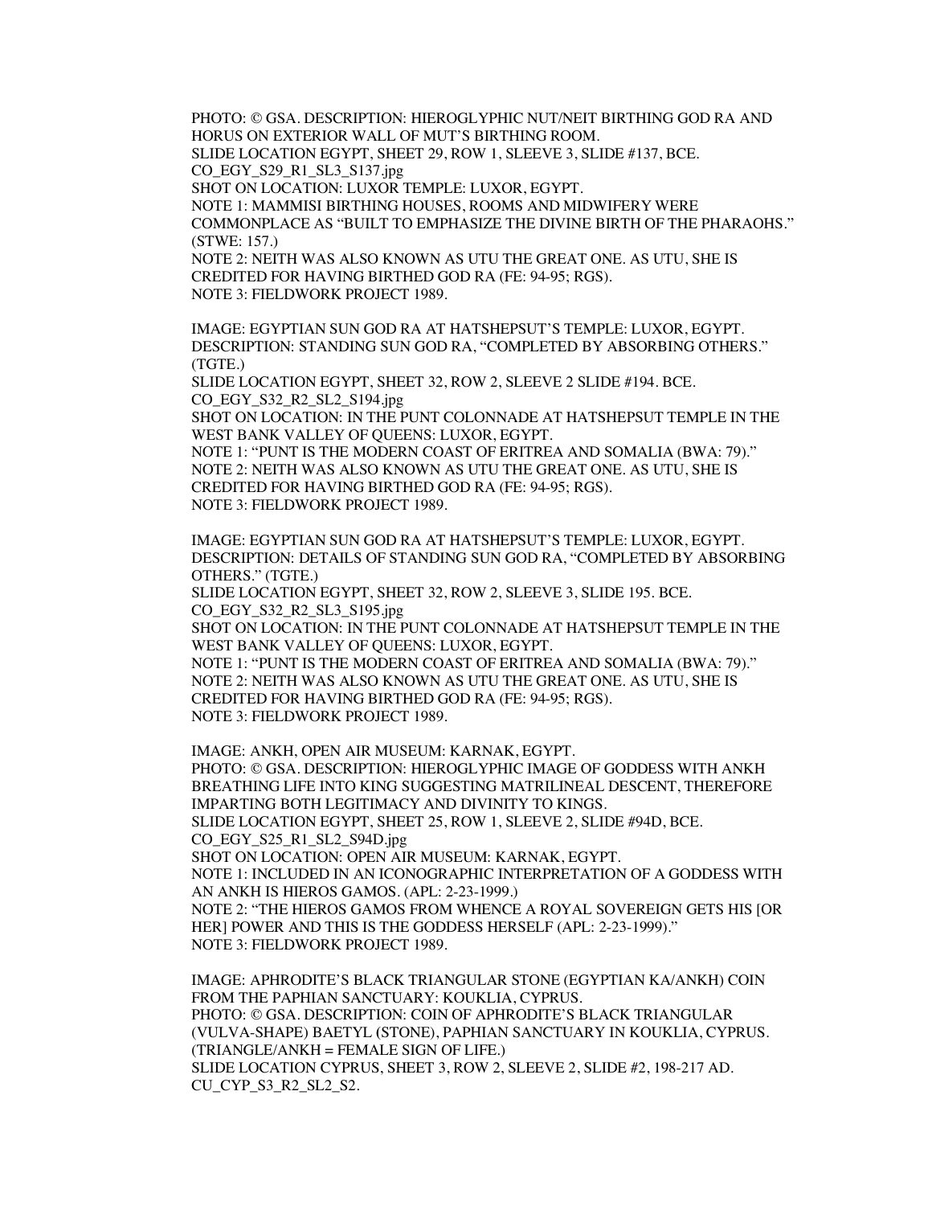PHOTO: © GSA. DESCRIPTION: HIEROGLYPHIC NUT/NEIT BIRTHING GOD RA AND HORUS ON EXTERIOR WALL OF MUT'S BIRTHING ROOM.
SLIDE LOCATION EGYPT, SHEET 29, ROW 1, SLEEVE 3, SLIDE #137, BCE.
CO_EGY_S29_R1_SL3_S137.jpg
SHOT ON LOCATION: LUXOR TEMPLE: LUXOR, EGYPT.
NOTE 1: MAMMISI BIRTHING HOUSES, ROOMS AND MIDWIFERY WERE COMMONPLACE AS "BUILT TO EMPHASIZE THE DIVINE BIRTH OF THE PHARAOHS." (STWE: 157.)
NOTE 2: NEITH WAS ALSO KNOWN AS UTU THE GREAT ONE. AS UTU, SHE IS CREDITED FOR HAVING BIRTHED GOD RA (FE: 94-95; RGS).
NOTE 3: FIELDWORK PROJECT 1989.

IMAGE: EGYPTIAN SUN GOD RA AT HATSHEPSUT'S TEMPLE: LUXOR, EGYPT.
DESCRIPTION: STANDING SUN GOD RA, "COMPLETED BY ABSORBING OTHERS." (TGTE.)
SLIDE LOCATION EGYPT, SHEET 32, ROW 2, SLEEVE 2 SLIDE #194. BCE.
CO_EGY_S32_R2_SL2_S194.jpg
SHOT ON LOCATION: IN THE PUNT COLONNADE AT HATSHEPSUT TEMPLE IN THE WEST BANK VALLEY OF QUEENS: LUXOR, EGYPT.
NOTE 1: "PUNT IS THE MODERN COAST OF ERITREA AND SOMALIA (BWA: 79)."
NOTE 2: NEITH WAS ALSO KNOWN AS UTU THE GREAT ONE. AS UTU, SHE IS CREDITED FOR HAVING BIRTHED GOD RA (FE: 94-95; RGS).
NOTE 3: FIELDWORK PROJECT 1989.

IMAGE: EGYPTIAN SUN GOD RA AT HATSHEPSUT'S TEMPLE: LUXOR, EGYPT.
DESCRIPTION: DETAILS OF STANDING SUN GOD RA, "COMPLETED BY ABSORBING OTHERS." (TGTE.)
SLIDE LOCATION EGYPT, SHEET 32, ROW 2, SLEEVE 3, SLIDE 195. BCE.
CO_EGY_S32_R2_SL3_S195.jpg
SHOT ON LOCATION: IN THE PUNT COLONNADE AT HATSHEPSUT TEMPLE IN THE WEST BANK VALLEY OF QUEENS: LUXOR, EGYPT.
NOTE 1: "PUNT IS THE MODERN COAST OF ERITREA AND SOMALIA (BWA: 79)."
NOTE 2: NEITH WAS ALSO KNOWN AS UTU THE GREAT ONE. AS UTU, SHE IS CREDITED FOR HAVING BIRTHED GOD RA (FE: 94-95; RGS).
NOTE 3: FIELDWORK PROJECT 1989.

IMAGE: ANKH, OPEN AIR MUSEUM: KARNAK, EGYPT.
PHOTO: © GSA. DESCRIPTION: HIEROGLYPHIC IMAGE OF GODDESS WITH ANKH BREATHING LIFE INTO KING SUGGESTING MATRILINEAL DESCENT, THEREFORE IMPARTING BOTH LEGITIMACY AND DIVINITY TO KINGS.
SLIDE LOCATION EGYPT, SHEET 25, ROW 1, SLEEVE 2, SLIDE #94D, BCE.
CO_EGY_S25_R1_SL2_S94D.jpg
SHOT ON LOCATION: OPEN AIR MUSEUM: KARNAK, EGYPT.
NOTE 1: INCLUDED IN AN ICONOGRAPHIC INTERPRETATION OF A GODDESS WITH AN ANKH IS HIEROS GAMOS. (APL: 2-23-1999.)
NOTE 2: "THE HIEROS GAMOS FROM WHENCE A ROYAL SOVEREIGN GETS HIS [OR HER] POWER AND THIS IS THE GODDESS HERSELF (APL: 2-23-1999)."
NOTE 3: FIELDWORK PROJECT 1989.

IMAGE: APHRODITE'S BLACK TRIANGULAR STONE (EGYPTIAN KA/ANKH) COIN FROM THE PAPHIAN SANCTUARY: KOUKLIA, CYPRUS.
PHOTO: © GSA. DESCRIPTION: COIN OF APHRODITE'S BLACK TRIANGULAR (VULVA-SHAPE) BAETYL (STONE), PAPHIAN SANCTUARY IN KOUKLIA, CYPRUS. (TRIANGLE/ANKH = FEMALE SIGN OF LIFE.)
SLIDE LOCATION CYPRUS, SHEET 3, ROW 2, SLEEVE 2, SLIDE #2, 198-217 AD.
CU_CYP_S3_R2_SL2_S2.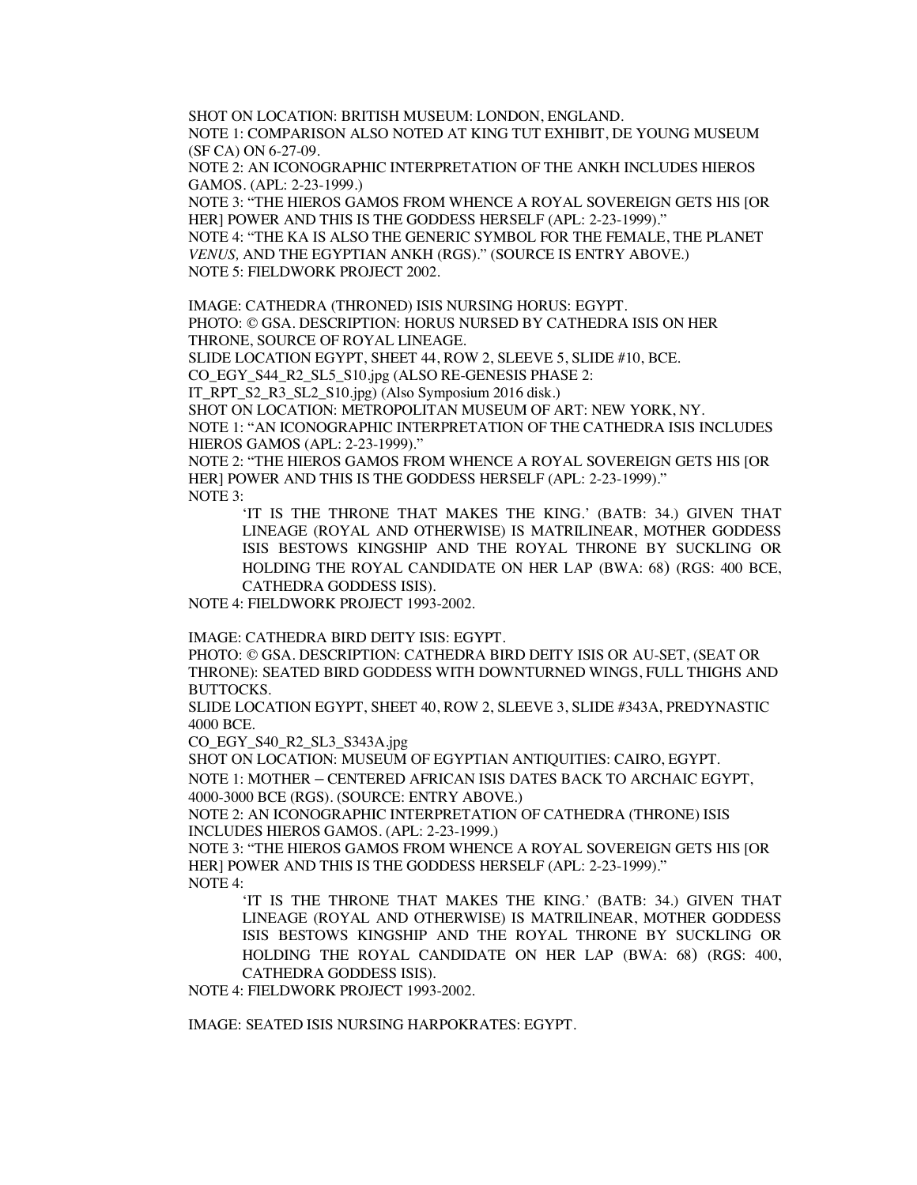SHOT ON LOCATION: BRITISH MUSEUM: LONDON, ENGLAND.

NOTE 1: COMPARISON ALSO NOTED AT KING TUT EXHIBIT, DE YOUNG MUSEUM (SF CA) ON 6-27-09.

NOTE 2: AN ICONOGRAPHIC INTERPRETATION OF THE ANKH INCLUDES HIEROS GAMOS. (APL: 2-23-1999.)

NOTE 3: "THE HIEROS GAMOS FROM WHENCE A ROYAL SOVEREIGN GETS HIS [OR HER] POWER AND THIS IS THE GODDESS HERSELF (APL: 2-23-1999)."

NOTE 4: "THE KA IS ALSO THE GENERIC SYMBOL FOR THE FEMALE, THE PLANET *VENUS,* AND THE EGYPTIAN ANKH (RGS)." (SOURCE IS ENTRY ABOVE.)

NOTE 5: FIELDWORK PROJECT 2002.

IMAGE: CATHEDRA (THRONED) ISIS NURSING HORUS: EGYPT.

PHOTO: © GSA. DESCRIPTION: HORUS NURSED BY CATHEDRA ISIS ON HER THRONE, SOURCE OF ROYAL LINEAGE.

SLIDE LOCATION EGYPT, SHEET 44, ROW 2, SLEEVE 5, SLIDE #10, BCE.

CO_EGY_S44_R2_SL5_S10.jpg (ALSO RE-GENESIS PHASE 2: IT_RPT_S2_R3_SL2_S10.jpg) (Also Symposium 2016 disk.)

SHOT ON LOCATION: METROPOLITAN MUSEUM OF ART: NEW YORK, NY.

NOTE 1: "AN ICONOGRAPHIC INTERPRETATION OF THE CATHEDRA ISIS INCLUDES HIEROS GAMOS (APL: 2-23-1999)."

NOTE 2: "THE HIEROS GAMOS FROM WHENCE A ROYAL SOVEREIGN GETS HIS [OR HER] POWER AND THIS IS THE GODDESS HERSELF (APL: 2-23-1999)."

NOTE 3:

> 'IT IS THE THRONE THAT MAKES THE KING.' (BATB: 34.) GIVEN THAT LINEAGE (ROYAL AND OTHERWISE) IS MATRILINEAR, MOTHER GODDESS ISIS BESTOWS KINGSHIP AND THE ROYAL THRONE BY SUCKLING OR HOLDING THE ROYAL CANDIDATE ON HER LAP (BWA: 68) (RGS: 400 BCE, CATHEDRA GODDESS ISIS).

NOTE 4: FIELDWORK PROJECT 1993-2002.

IMAGE: CATHEDRA BIRD DEITY ISIS: EGYPT.

PHOTO: © GSA. DESCRIPTION: CATHEDRA BIRD DEITY ISIS OR AU-SET, (SEAT OR THRONE): SEATED BIRD GODDESS WITH DOWNTURNED WINGS, FULL THIGHS AND BUTTOCKS.

SLIDE LOCATION EGYPT, SHEET 40, ROW 2, SLEEVE 3, SLIDE #343A, PREDYNASTIC 4000 BCE.

CO_EGY_S40_R2_SL3_S343A.jpg

SHOT ON LOCATION: MUSEUM OF EGYPTIAN ANTIQUITIES: CAIRO, EGYPT.

NOTE 1: MOTHER – CENTERED AFRICAN ISIS DATES BACK TO ARCHAIC EGYPT, 4000-3000 BCE (RGS). (SOURCE: ENTRY ABOVE.)

NOTE 2: AN ICONOGRAPHIC INTERPRETATION OF CATHEDRA (THRONE) ISIS INCLUDES HIEROS GAMOS. (APL: 2-23-1999.)

NOTE 3: "THE HIEROS GAMOS FROM WHENCE A ROYAL SOVEREIGN GETS HIS [OR HER] POWER AND THIS IS THE GODDESS HERSELF (APL: 2-23-1999)."

NOTE 4:

> 'IT IS THE THRONE THAT MAKES THE KING.' (BATB: 34.) GIVEN THAT LINEAGE (ROYAL AND OTHERWISE) IS MATRILINEAR, MOTHER GODDESS ISIS BESTOWS KINGSHIP AND THE ROYAL THRONE BY SUCKLING OR HOLDING THE ROYAL CANDIDATE ON HER LAP (BWA: 68) (RGS: 400, CATHEDRA GODDESS ISIS).

NOTE 4: FIELDWORK PROJECT 1993-2002.

IMAGE: SEATED ISIS NURSING HARPOKRATES: EGYPT.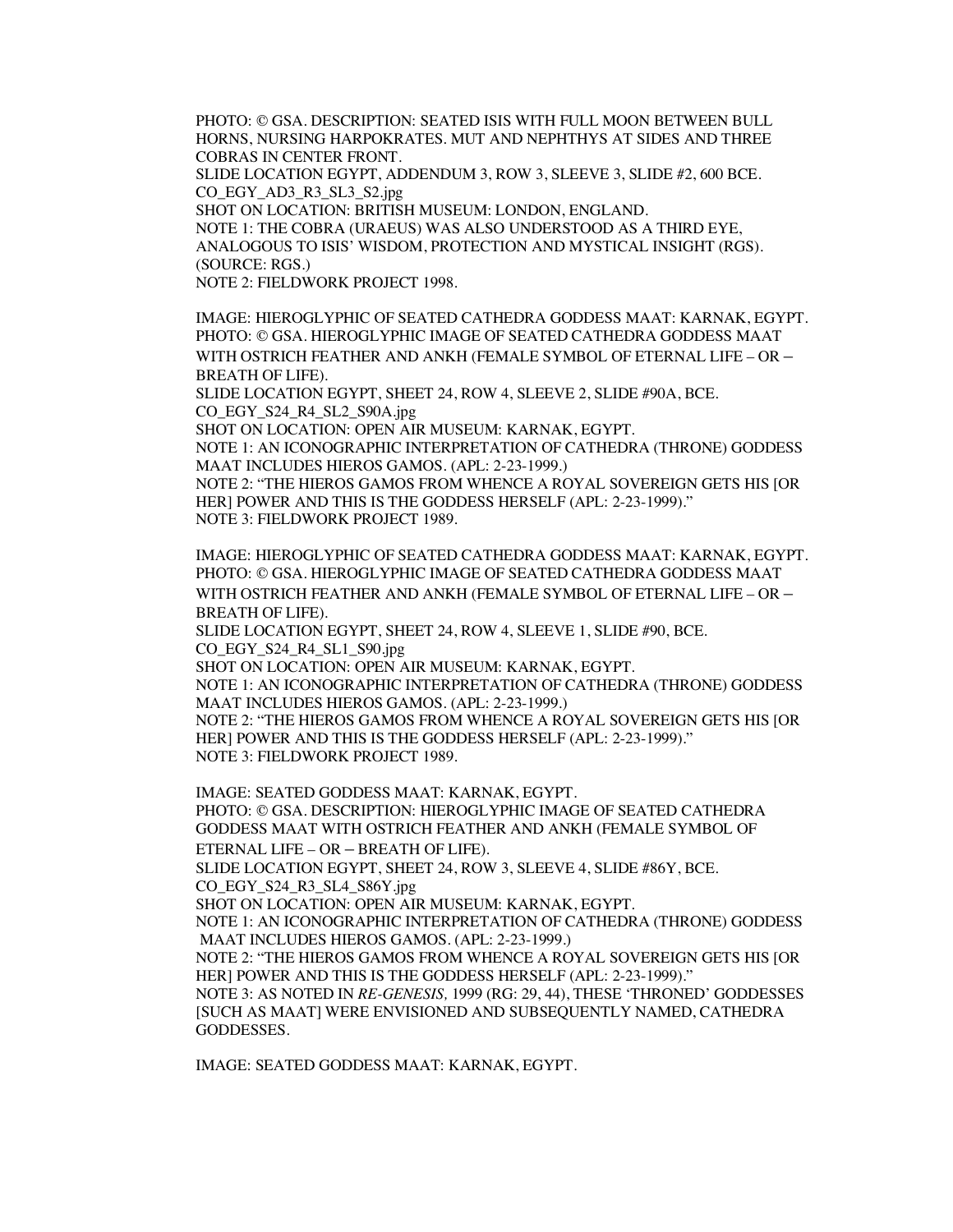PHOTO: © GSA. DESCRIPTION: SEATED ISIS WITH FULL MOON BETWEEN BULL HORNS, NURSING HARPOKRATES. MUT AND NEPHTHYS AT SIDES AND THREE COBRAS IN CENTER FRONT.
SLIDE LOCATION EGYPT, ADDENDUM 3, ROW 3, SLEEVE 3, SLIDE #2, 600 BCE.
CO_EGY_AD3_R3_SL3_S2.jpg
SHOT ON LOCATION: BRITISH MUSEUM: LONDON, ENGLAND.
NOTE 1: THE COBRA (URAEUS) WAS ALSO UNDERSTOOD AS A THIRD EYE, ANALOGOUS TO ISIS' WISDOM, PROTECTION AND MYSTICAL INSIGHT (RGS). (SOURCE: RGS.)
NOTE 2: FIELDWORK PROJECT 1998.

IMAGE: HIEROGLYPHIC OF SEATED CATHEDRA GODDESS MAAT: KARNAK, EGYPT.
PHOTO: © GSA. HIEROGLYPHIC IMAGE OF SEATED CATHEDRA GODDESS MAAT WITH OSTRICH FEATHER AND ANKH (FEMALE SYMBOL OF ETERNAL LIFE – OR – BREATH OF LIFE).
SLIDE LOCATION EGYPT, SHEET 24, ROW 4, SLEEVE 2, SLIDE #90A, BCE.
CO_EGY_S24_R4_SL2_S90A.jpg
SHOT ON LOCATION: OPEN AIR MUSEUM: KARNAK, EGYPT.
NOTE 1: AN ICONOGRAPHIC INTERPRETATION OF CATHEDRA (THRONE) GODDESS MAAT INCLUDES HIEROS GAMOS. (APL: 2-23-1999.)
NOTE 2: "THE HIEROS GAMOS FROM WHENCE A ROYAL SOVEREIGN GETS HIS [OR HER] POWER AND THIS IS THE GODDESS HERSELF (APL: 2-23-1999)."
NOTE 3: FIELDWORK PROJECT 1989.

IMAGE: HIEROGLYPHIC OF SEATED CATHEDRA GODDESS MAAT: KARNAK, EGYPT.
PHOTO: © GSA. HIEROGLYPHIC IMAGE OF SEATED CATHEDRA GODDESS MAAT WITH OSTRICH FEATHER AND ANKH (FEMALE SYMBOL OF ETERNAL LIFE – OR – BREATH OF LIFE).
SLIDE LOCATION EGYPT, SHEET 24, ROW 4, SLEEVE 1, SLIDE #90, BCE.
CO_EGY_S24_R4_SL1_S90.jpg
SHOT ON LOCATION: OPEN AIR MUSEUM: KARNAK, EGYPT.
NOTE 1: AN ICONOGRAPHIC INTERPRETATION OF CATHEDRA (THRONE) GODDESS MAAT INCLUDES HIEROS GAMOS. (APL: 2-23-1999.)
NOTE 2: "THE HIEROS GAMOS FROM WHENCE A ROYAL SOVEREIGN GETS HIS [OR HER] POWER AND THIS IS THE GODDESS HERSELF (APL: 2-23-1999)."
NOTE 3: FIELDWORK PROJECT 1989.

IMAGE: SEATED GODDESS MAAT: KARNAK, EGYPT.
PHOTO: © GSA. DESCRIPTION: HIEROGLYPHIC IMAGE OF SEATED CATHEDRA GODDESS MAAT WITH OSTRICH FEATHER AND ANKH (FEMALE SYMBOL OF ETERNAL LIFE – OR – BREATH OF LIFE).
SLIDE LOCATION EGYPT, SHEET 24, ROW 3, SLEEVE 4, SLIDE #86Y, BCE.
CO_EGY_S24_R3_SL4_S86Y.jpg
SHOT ON LOCATION: OPEN AIR MUSEUM: KARNAK, EGYPT.
NOTE 1: AN ICONOGRAPHIC INTERPRETATION OF CATHEDRA (THRONE) GODDESS MAAT INCLUDES HIEROS GAMOS. (APL: 2-23-1999.)
NOTE 2: "THE HIEROS GAMOS FROM WHENCE A ROYAL SOVEREIGN GETS HIS [OR HER] POWER AND THIS IS THE GODDESS HERSELF (APL: 2-23-1999)."
NOTE 3: AS NOTED IN *RE-GENESIS,* 1999 (RG: 29, 44), THESE 'THRONED' GODDESSES [SUCH AS MAAT] WERE ENVISIONED AND SUBSEQUENTLY NAMED, CATHEDRA GODDESSES.

IMAGE: SEATED GODDESS MAAT: KARNAK, EGYPT.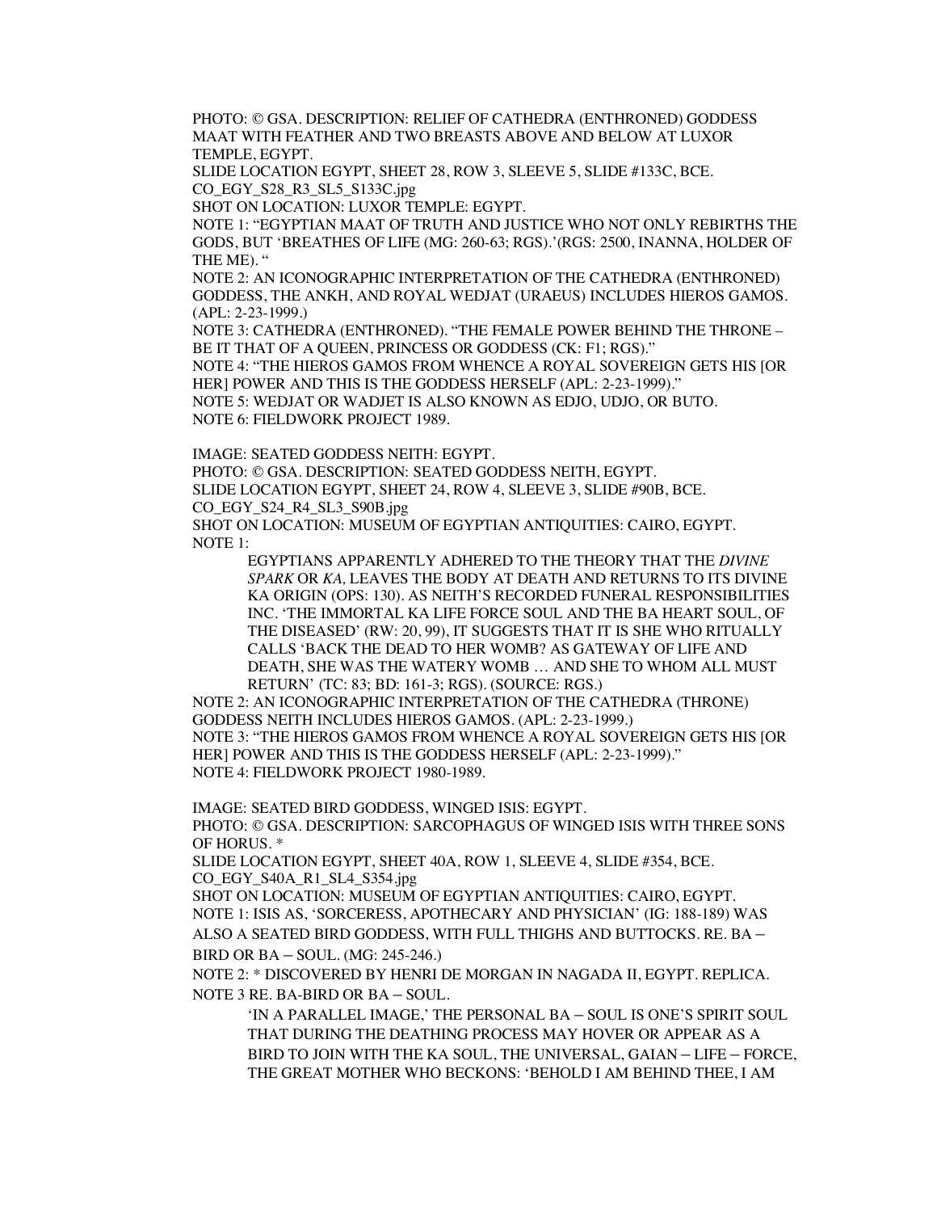PHOTO: © GSA. DESCRIPTION: RELIEF OF CATHEDRA (ENTHRONED) GODDESS MAAT WITH FEATHER AND TWO BREASTS ABOVE AND BELOW AT LUXOR TEMPLE, EGYPT.

SLIDE LOCATION EGYPT, SHEET 28, ROW 3, SLEEVE 5, SLIDE #133C, BCE.

CO_EGY_S28_R3_SL5_S133C.jpg

SHOT ON LOCATION: LUXOR TEMPLE: EGYPT.

NOTE 1: "EGYPTIAN MAAT OF TRUTH AND JUSTICE WHO NOT ONLY REBIRTHS THE GODS, BUT 'BREATHES OF LIFE (MG: 260-63; RGS).'(RGS: 2500, INANNA, HOLDER OF THE ME). "

NOTE 2: AN ICONOGRAPHIC INTERPRETATION OF THE CATHEDRA (ENTHRONED) GODDESS, THE ANKH, AND ROYAL WEDJAT (URAEUS) INCLUDES HIEROS GAMOS. (APL: 2-23-1999.)

NOTE 3: CATHEDRA (ENTHRONED). "THE FEMALE POWER BEHIND THE THRONE – BE IT THAT OF A QUEEN, PRINCESS OR GODDESS (CK: F1; RGS)."

NOTE 4: "THE HIEROS GAMOS FROM WHENCE A ROYAL SOVEREIGN GETS HIS [OR HER] POWER AND THIS IS THE GODDESS HERSELF (APL: 2-23-1999)."

NOTE 5: WEDJAT OR WADJET IS ALSO KNOWN AS EDJO, UDJO, OR BUTO.

NOTE 6: FIELDWORK PROJECT 1989.

IMAGE: SEATED GODDESS NEITH: EGYPT.

PHOTO: © GSA. DESCRIPTION: SEATED GODDESS NEITH, EGYPT.

SLIDE LOCATION EGYPT, SHEET 24, ROW 4, SLEEVE 3, SLIDE #90B, BCE.

CO_EGY_S24_R4_SL3_S90B.jpg

SHOT ON LOCATION: MUSEUM OF EGYPTIAN ANTIQUITIES: CAIRO, EGYPT.

NOTE 1:

> EGYPTIANS APPARENTLY ADHERED TO THE THEORY THAT THE *DIVINE SPARK* OR *KA,* LEAVES THE BODY AT DEATH AND RETURNS TO ITS DIVINE KA ORIGIN (OPS: 130). AS NEITH'S RECORDED FUNERAL RESPONSIBILITIES INC. 'THE IMMORTAL KA LIFE FORCE SOUL AND THE BA HEART SOUL, OF THE DISEASED' (RW: 20, 99), IT SUGGESTS THAT IT IS SHE WHO RITUALLY CALLS 'BACK THE DEAD TO HER WOMB? AS GATEWAY OF LIFE AND DEATH, SHE WAS THE WATERY WOMB … AND SHE TO WHOM ALL MUST RETURN' (TC: 83; BD: 161-3; RGS). (SOURCE: RGS.)

NOTE 2: AN ICONOGRAPHIC INTERPRETATION OF THE CATHEDRA (THRONE) GODDESS NEITH INCLUDES HIEROS GAMOS. (APL: 2-23-1999.)

NOTE 3: "THE HIEROS GAMOS FROM WHENCE A ROYAL SOVEREIGN GETS HIS [OR HER] POWER AND THIS IS THE GODDESS HERSELF (APL: 2-23-1999)."

NOTE 4: FIELDWORK PROJECT 1980-1989.

IMAGE: SEATED BIRD GODDESS, WINGED ISIS: EGYPT.

PHOTO: © GSA. DESCRIPTION: SARCOPHAGUS OF WINGED ISIS WITH THREE SONS OF HORUS. *

SLIDE LOCATION EGYPT, SHEET 40A, ROW 1, SLEEVE 4, SLIDE #354, BCE.

CO_EGY_S40A_R1_SL4_S354.jpg

SHOT ON LOCATION: MUSEUM OF EGYPTIAN ANTIQUITIES: CAIRO, EGYPT.

NOTE 1: ISIS AS, 'SORCERESS, APOTHECARY AND PHYSICIAN' (IG: 188-189) WAS ALSO A SEATED BIRD GODDESS, WITH FULL THIGHS AND BUTTOCKS. RE. BA – BIRD OR BA – SOUL. (MG: 245-246.)

NOTE 2: * DISCOVERED BY HENRI DE MORGAN IN NAGADA II, EGYPT. REPLICA.

NOTE 3 RE. BA-BIRD OR BA – SOUL.

> 'IN A PARALLEL IMAGE,' THE PERSONAL BA – SOUL IS ONE'S SPIRIT SOUL THAT DURING THE DEATHING PROCESS MAY HOVER OR APPEAR AS A BIRD TO JOIN WITH THE KA SOUL, THE UNIVERSAL, GAIAN – LIFE – FORCE, THE GREAT MOTHER WHO BECKONS: 'BEHOLD I AM BEHIND THEE, I AM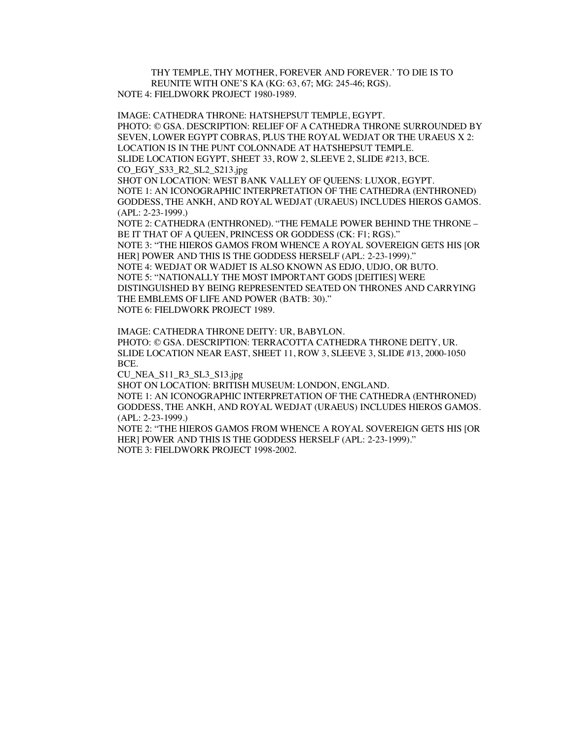THY TEMPLE, THY MOTHER, FOREVER AND FOREVER.' TO DIE IS TO REUNITE WITH ONE'S KA (KG: 63, 67; MG: 245-46; RGS).

NOTE 4: FIELDWORK PROJECT 1980-1989.

IMAGE: CATHEDRA THRONE: HATSHEPSUT TEMPLE, EGYPT.
PHOTO: © GSA. DESCRIPTION: RELIEF OF A CATHEDRA THRONE SURROUNDED BY SEVEN, LOWER EGYPT COBRAS, PLUS THE ROYAL WEDJAT OR THE URAEUS X 2: LOCATION IS IN THE PUNT COLONNADE AT HATSHEPSUT TEMPLE.
SLIDE LOCATION EGYPT, SHEET 33, ROW 2, SLEEVE 2, SLIDE #213, BCE.
CO_EGY_S33_R2_SL2_S213.jpg
SHOT ON LOCATION: WEST BANK VALLEY OF QUEENS: LUXOR, EGYPT.
NOTE 1: AN ICONOGRAPHIC INTERPRETATION OF THE CATHEDRA (ENTHRONED) GODDESS, THE ANKH, AND ROYAL WEDJAT (URAEUS) INCLUDES HIEROS GAMOS. (APL: 2-23-1999.)
NOTE 2: CATHEDRA (ENTHRONED). "THE FEMALE POWER BEHIND THE THRONE – BE IT THAT OF A QUEEN, PRINCESS OR GODDESS (CK: F1; RGS)."
NOTE 3: "THE HIEROS GAMOS FROM WHENCE A ROYAL SOVEREIGN GETS HIS [OR HER] POWER AND THIS IS THE GODDESS HERSELF (APL: 2-23-1999)."
NOTE 4: WEDJAT OR WADJET IS ALSO KNOWN AS EDJO, UDJO, OR BUTO.
NOTE 5: "NATIONALLY THE MOST IMPORTANT GODS [DEITIES] WERE DISTINGUISHED BY BEING REPRESENTED SEATED ON THRONES AND CARRYING THE EMBLEMS OF LIFE AND POWER (BATB: 30)."
NOTE 6: FIELDWORK PROJECT 1989.

IMAGE: CATHEDRA THRONE DEITY: UR, BABYLON.
PHOTO: © GSA. DESCRIPTION: TERRACOTTA CATHEDRA THRONE DEITY, UR.
SLIDE LOCATION NEAR EAST, SHEET 11, ROW 3, SLEEVE 3, SLIDE #13, 2000-1050 BCE.
CU_NEA_S11_R3_SL3_S13.jpg
SHOT ON LOCATION: BRITISH MUSEUM: LONDON, ENGLAND.
NOTE 1: AN ICONOGRAPHIC INTERPRETATION OF THE CATHEDRA (ENTHRONED) GODDESS, THE ANKH, AND ROYAL WEDJAT (URAEUS) INCLUDES HIEROS GAMOS. (APL: 2-23-1999.)
NOTE 2: "THE HIEROS GAMOS FROM WHENCE A ROYAL SOVEREIGN GETS HIS [OR HER] POWER AND THIS IS THE GODDESS HERSELF (APL: 2-23-1999)."
NOTE 3: FIELDWORK PROJECT 1998-2002.